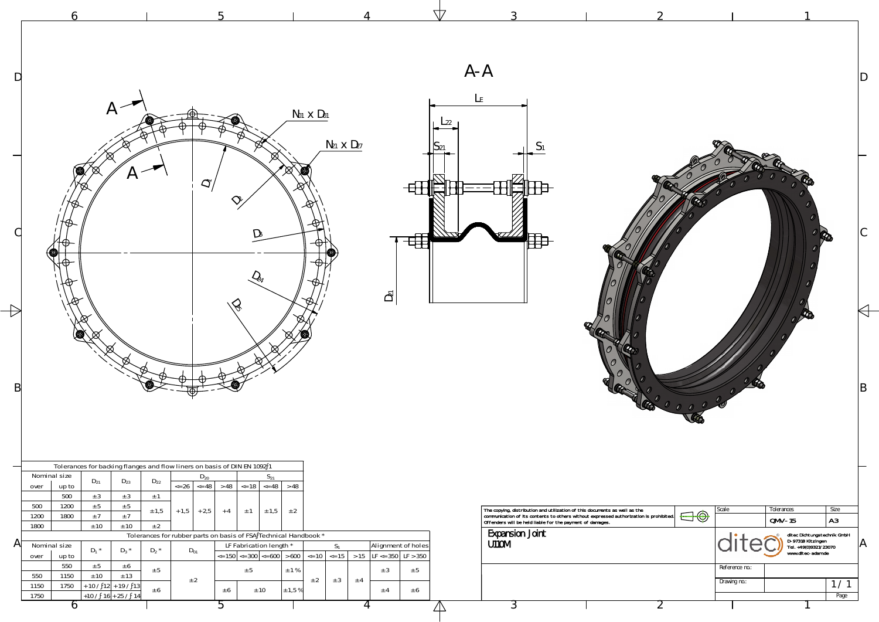A-A

$L_F$

$L_{22}$

$S_{21}$

$S_1$

$N_{01}$ x $D_{01}$

$N_{21}$ x $D_{27}$

$D_1$, $D_2$, $D_3$, $D_{24}$, $D_5$, $D_{21}$

A

Tolerances for backing flanges and flow liners on basis of DIN EN 1092-1

| Nominal size | | $D_{21}$ | $D_{23}$ | $D_{22}$ | $D_{20}$ | | | $S_{21}$ | | |
|---|---|---|---|---|---|---|---|---|---|---|
| over | up to | | | | <=26 | <=48 | >48 | <=18 | <=48 | >48 |
| | 500 | ±3 | ±3 | ±1 | +1,5 | +2,5 | +4 | ±1 | ±1,5 | ±2 |
| 500 | 1200 | ±5 | ±5 | ±1,5 | | | | | | |
| 1200 | 1800 | ±7 | ±7 | | | | | | | |
| 1800 | | ±10 | ±10 | ±2 | | | | | | |

Tolerances for rubber parts on basis of FSA-Technical Handbook *

| Nominal size | | $D_1$ * | $D_3$ * | $D_2$ * | $D_{01}$ | LF Fabrication length * | | | | $S_1$ | | | Alignment of holes | |
|---|---|---|---|---|---|---|---|---|---|---|---|---|---|---|
| over | up to | | | | | <=150 | <=300 | <=600 | >600 | <=10 | <=15 | >15 | LF <=350 | LF >350 |
| | 550 | ±5 | ±6 | ±5 | ±2 | ±5 | | | ±1% | ±2 | ±3 | ±4 | ±3 | ±5 |
| 550 | 1150 | ±10 | ±13 | | | | | | | | | | | |
| 1150 | 1750 | +10 / -12 | +19 / -13 | ±6 | | ±6 | ±10 | | ±1,5% | | | | ±4 | ±6 |
| 1750 | | +10 / -16 | +25 / -14 | | | | | | | | | | | |

The copying, distribution and utilization of this documents as well as the communication of its contents to others without expressed authorization is prohibited. Offenders will be held liable for the payment of damages.

| Scale | Tolerances | Size |
|---|---|---|
| | QMV-15 | A3 |

Expansion Joint
U110M

ditec Dichtungstechnik GmbH
D-97318 Kitzingen
Tel. +49(0)9321/23070
www.ditec-adam.de

Reference no.:

Drawing no.:

1/1

Page